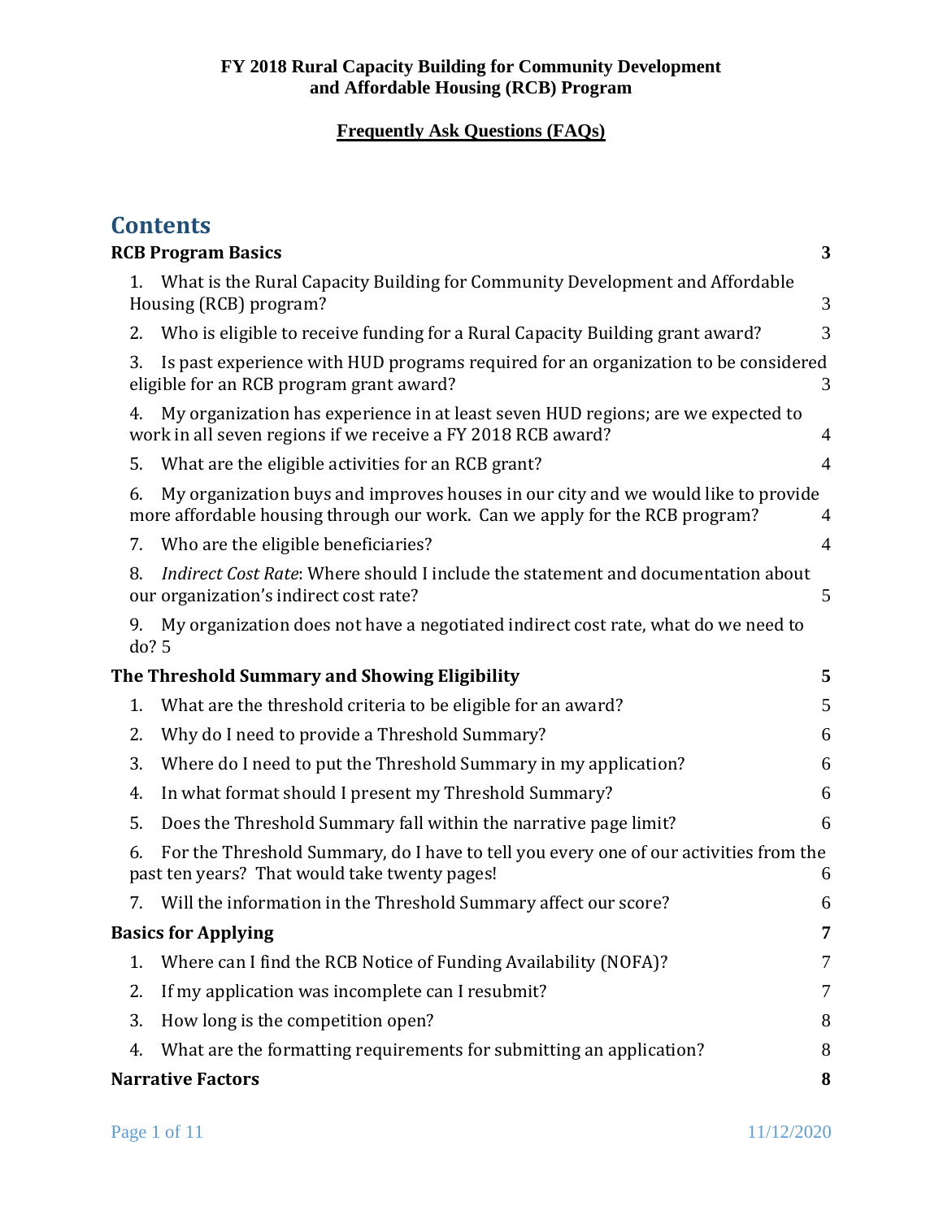**FY 2018 Rural Capacity Building for Community Development and Affordable Housing (RCB) Program**

**Frequently Ask Questions (FAQs)**

# Contents

**RCB Program Basics** **3**

1. What is the Rural Capacity Building for Community Development and Affordable Housing (RCB) program? 3
2. Who is eligible to receive funding for a Rural Capacity Building grant award? 3
3. Is past experience with HUD programs required for an organization to be considered eligible for an RCB program grant award? 3
4. My organization has experience in at least seven HUD regions; are we expected to work in all seven regions if we receive a FY 2018 RCB award? 4
5. What are the eligible activities for an RCB grant? 4
6. My organization buys and improves houses in our city and we would like to provide more affordable housing through our work. Can we apply for the RCB program? 4
7. Who are the eligible beneficiaries? 4
8. *Indirect Cost Rate*: Where should I include the statement and documentation about our organization's indirect cost rate? 5
9. My organization does not have a negotiated indirect cost rate, what do we need to do? 5

**The Threshold Summary and Showing Eligibility** **5**

1. What are the threshold criteria to be eligible for an award? 5
2. Why do I need to provide a Threshold Summary? 6
3. Where do I need to put the Threshold Summary in my application? 6
4. In what format should I present my Threshold Summary? 6
5. Does the Threshold Summary fall within the narrative page limit? 6
6. For the Threshold Summary, do I have to tell you every one of our activities from the past ten years? That would take twenty pages! 6
7. Will the information in the Threshold Summary affect our score? 6

**Basics for Applying** **7**

1. Where can I find the RCB Notice of Funding Availability (NOFA)? 7
2. If my application was incomplete can I resubmit? 7
3. How long is the competition open? 8
4. What are the formatting requirements for submitting an application? 8

**Narrative Factors** **8**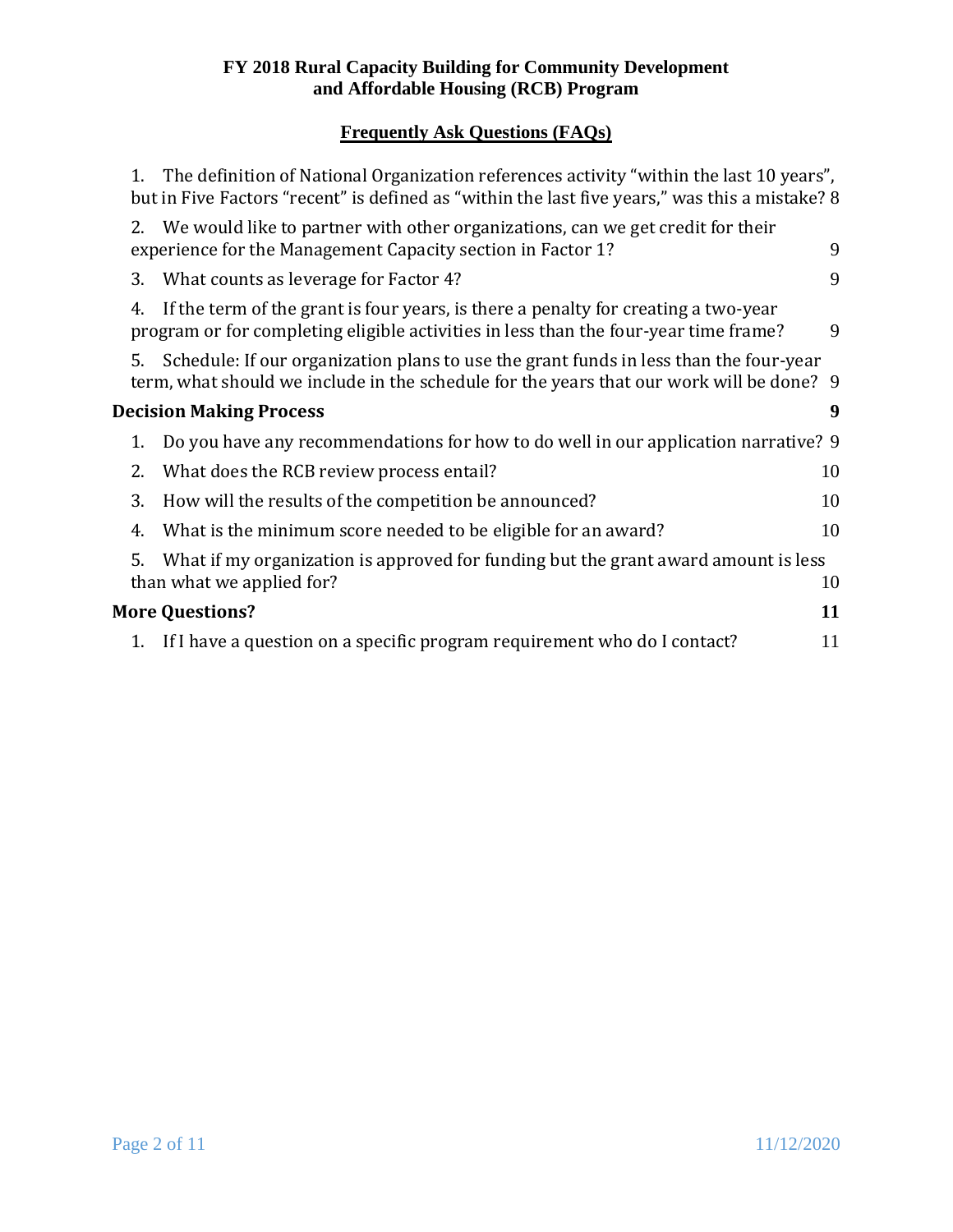**FY 2018 Rural Capacity Building for Community Development and Affordable Housing (RCB) Program**

**Frequently Ask Questions (FAQs)**

1. The definition of National Organization references activity "within the last 10 years", but in Five Factors "recent" is defined as "within the last five years," was this a mistake? 8
2. We would like to partner with other organizations, can we get credit for their experience for the Management Capacity section in Factor 1? 9
3. What counts as leverage for Factor 4? 9
4. If the term of the grant is four years, is there a penalty for creating a two-year program or for completing eligible activities in less than the four-year time frame? 9
5. Schedule: If our organization plans to use the grant funds in less than the four-year term, what should we include in the schedule for the years that our work will be done? 9

**Decision Making Process** 9

1. Do you have any recommendations for how to do well in our application narrative? 9
2. What does the RCB review process entail? 10
3. How will the results of the competition be announced? 10
4. What is the minimum score needed to be eligible for an award? 10
5. What if my organization is approved for funding but the grant award amount is less than what we applied for? 10

**More Questions?** 11

1. If I have a question on a specific program requirement who do I contact? 11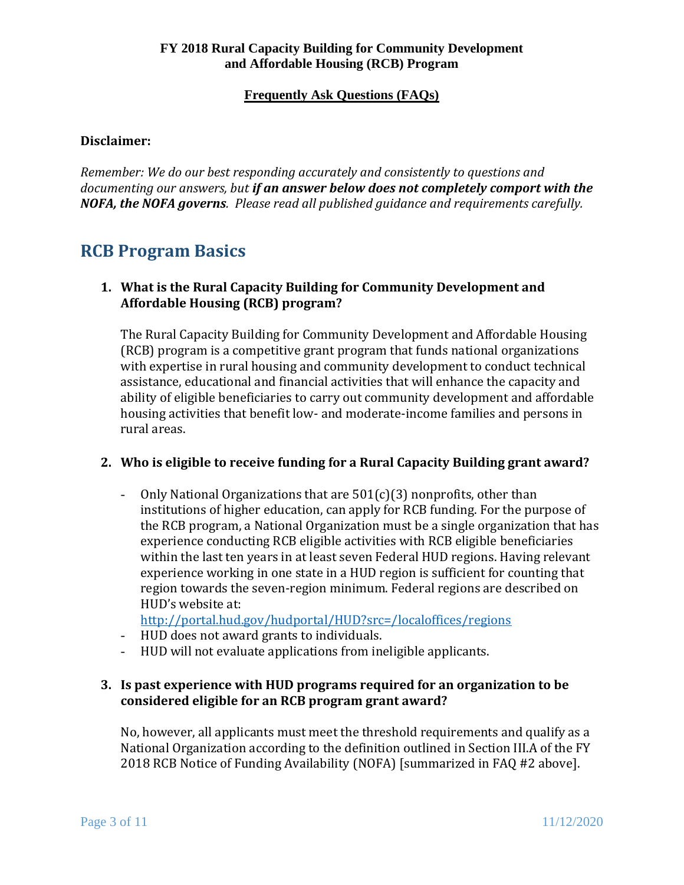**FY 2018 Rural Capacity Building for Community Development and Affordable Housing (RCB) Program**

**Frequently Ask Questions (FAQs)**

**Disclaimer:**

*Remember: We do our best responding accurately and consistently to questions and documenting our answers, but* ***if an answer below does not completely comport with the NOFA, the NOFA governs****. Please read all published guidance and requirements carefully.*

# RCB Program Basics

**1. What is the Rural Capacity Building for Community Development and Affordable Housing (RCB) program?**

The Rural Capacity Building for Community Development and Affordable Housing (RCB) program is a competitive grant program that funds national organizations with expertise in rural housing and community development to conduct technical assistance, educational and financial activities that will enhance the capacity and ability of eligible beneficiaries to carry out community development and affordable housing activities that benefit low- and moderate-income families and persons in rural areas.

**2. Who is eligible to receive funding for a Rural Capacity Building grant award?**

- Only National Organizations that are 501(c)(3) nonprofits, other than institutions of higher education, can apply for RCB funding. For the purpose of the RCB program, a National Organization must be a single organization that has experience conducting RCB eligible activities with RCB eligible beneficiaries within the last ten years in at least seven Federal HUD regions. Having relevant experience working in one state in a HUD region is sufficient for counting that region towards the seven-region minimum. Federal regions are described on HUD's website at: http://portal.hud.gov/hudportal/HUD?src=/localoffices/regions
- HUD does not award grants to individuals.
- HUD will not evaluate applications from ineligible applicants.

**3. Is past experience with HUD programs required for an organization to be considered eligible for an RCB program grant award?**

No, however, all applicants must meet the threshold requirements and qualify as a National Organization according to the definition outlined in Section III.A of the FY 2018 RCB Notice of Funding Availability (NOFA) [summarized in FAQ #2 above].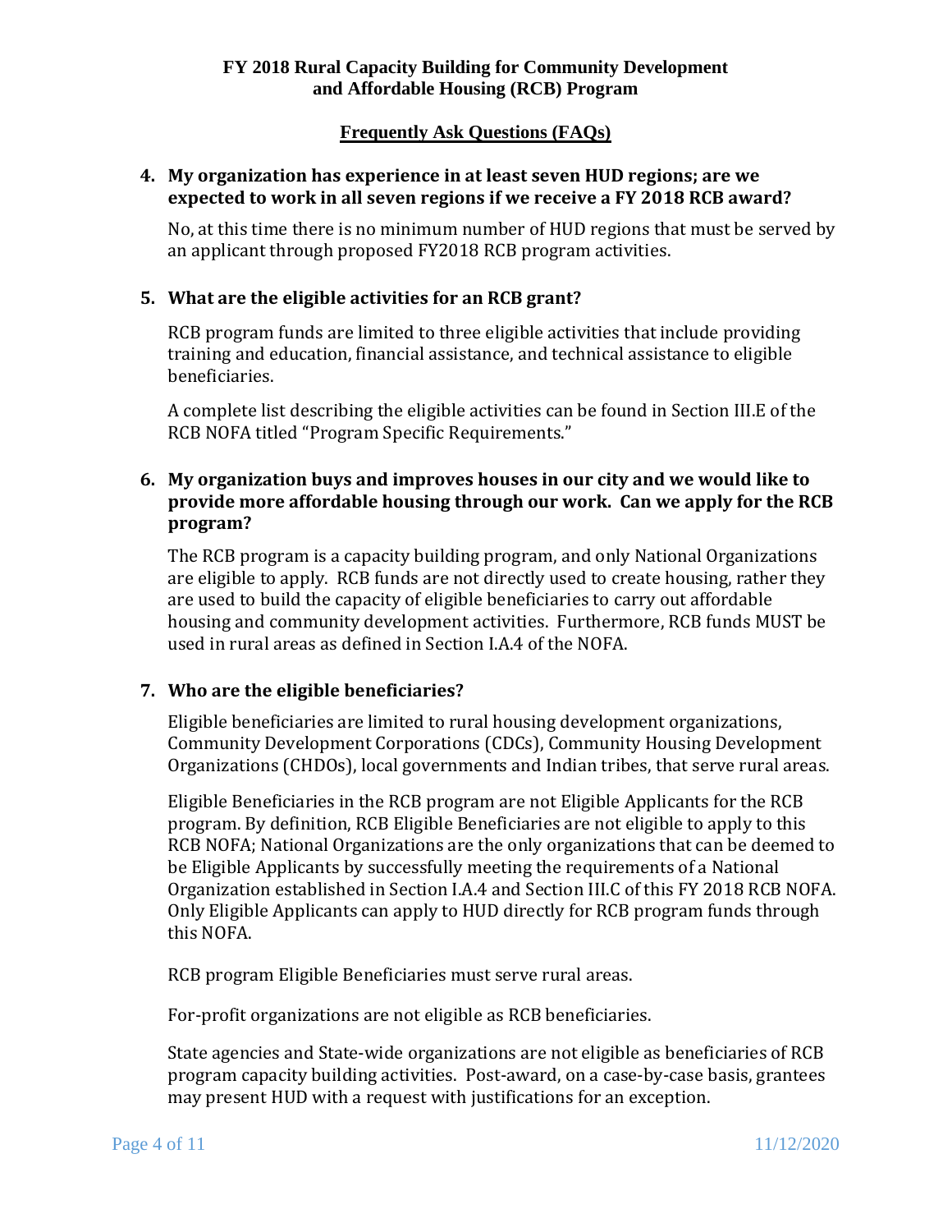**4. My organization has experience in at least seven HUD regions; are we expected to work in all seven regions if we receive a FY 2018 RCB award?**

No, at this time there is no minimum number of HUD regions that must be served by an applicant through proposed FY2018 RCB program activities.

**5. What are the eligible activities for an RCB grant?**

RCB program funds are limited to three eligible activities that include providing training and education, financial assistance, and technical assistance to eligible beneficiaries.

A complete list describing the eligible activities can be found in Section III.E of the RCB NOFA titled "Program Specific Requirements."

**6. My organization buys and improves houses in our city and we would like to provide more affordable housing through our work. Can we apply for the RCB program?**

The RCB program is a capacity building program, and only National Organizations are eligible to apply. RCB funds are not directly used to create housing, rather they are used to build the capacity of eligible beneficiaries to carry out affordable housing and community development activities. Furthermore, RCB funds MUST be used in rural areas as defined in Section I.A.4 of the NOFA.

**7. Who are the eligible beneficiaries?**

Eligible beneficiaries are limited to rural housing development organizations, Community Development Corporations (CDCs), Community Housing Development Organizations (CHDOs), local governments and Indian tribes, that serve rural areas.

Eligible Beneficiaries in the RCB program are not Eligible Applicants for the RCB program. By definition, RCB Eligible Beneficiaries are not eligible to apply to this RCB NOFA; National Organizations are the only organizations that can be deemed to be Eligible Applicants by successfully meeting the requirements of a National Organization established in Section I.A.4 and Section III.C of this FY 2018 RCB NOFA. Only Eligible Applicants can apply to HUD directly for RCB program funds through this NOFA.

RCB program Eligible Beneficiaries must serve rural areas.

For-profit organizations are not eligible as RCB beneficiaries.

State agencies and State-wide organizations are not eligible as beneficiaries of RCB program capacity building activities. Post-award, on a case-by-case basis, grantees may present HUD with a request with justifications for an exception.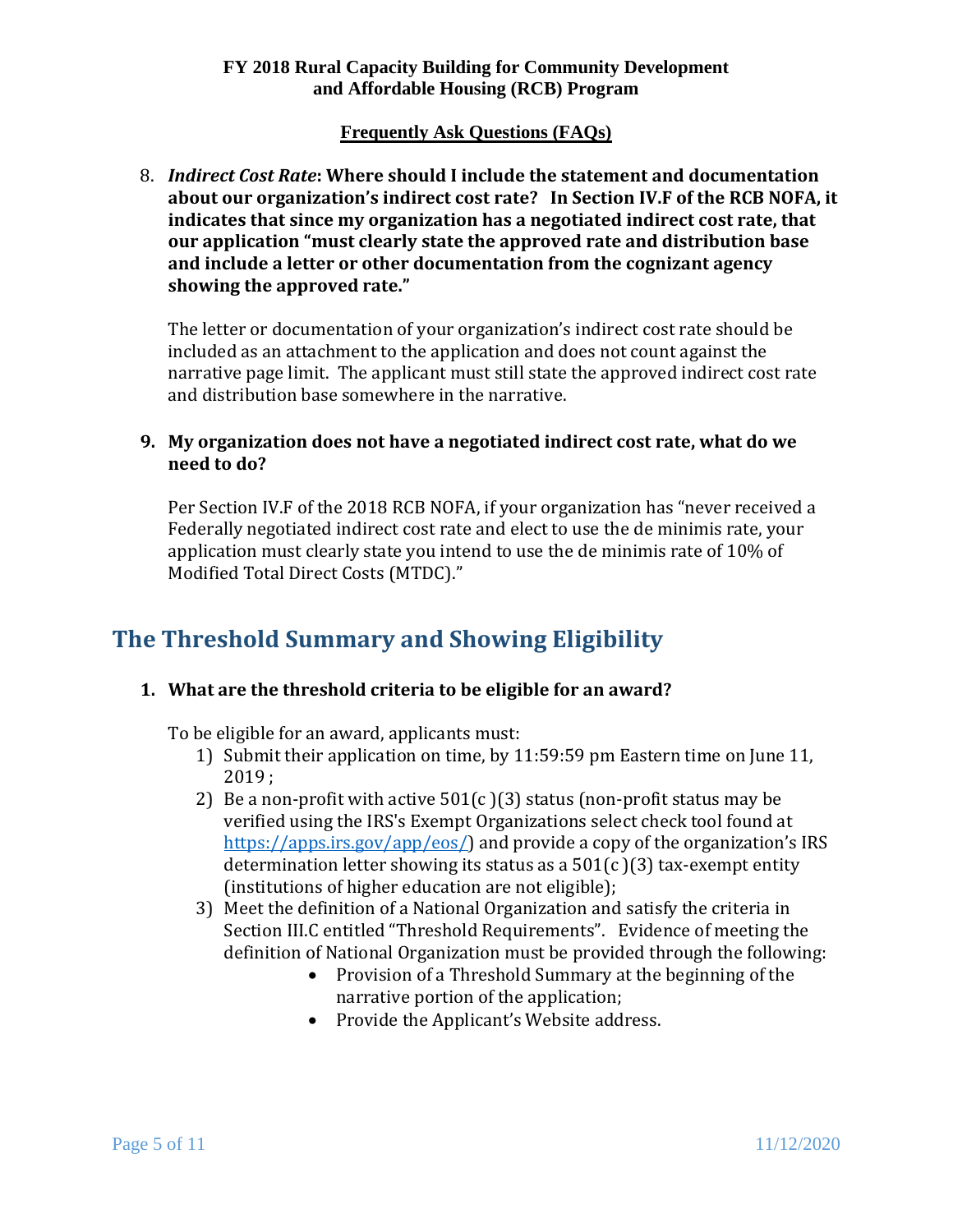8. ***Indirect Cost Rate*: Where should I include the statement and documentation about our organization's indirect cost rate? In Section IV.F of the RCB NOFA, it indicates that since my organization has a negotiated indirect cost rate, that our application "must clearly state the approved rate and distribution base and include a letter or other documentation from the cognizant agency showing the approved rate."**

   The letter or documentation of your organization's indirect cost rate should be included as an attachment to the application and does not count against the narrative page limit. The applicant must still state the approved indirect cost rate and distribution base somewhere in the narrative.

9. **My organization does not have a negotiated indirect cost rate, what do we need to do?**

   Per Section IV.F of the 2018 RCB NOFA, if your organization has "never received a Federally negotiated indirect cost rate and elect to use the de minimis rate, your application must clearly state you intend to use the de minimis rate of 10% of Modified Total Direct Costs (MTDC)."

## The Threshold Summary and Showing Eligibility

1. **What are the threshold criteria to be eligible for an award?**

   To be eligible for an award, applicants must:

   1) Submit their application on time, by 11:59:59 pm Eastern time on June 11, 2019 ;
   2) Be a non-profit with active 501(c )(3) status (non-profit status may be verified using the IRS's Exempt Organizations select check tool found at https://apps.irs.gov/app/eos/) and provide a copy of the organization's IRS determination letter showing its status as a 501(c )(3) tax-exempt entity (institutions of higher education are not eligible);
   3) Meet the definition of a National Organization and satisfy the criteria in Section III.C entitled "Threshold Requirements". Evidence of meeting the definition of National Organization must be provided through the following:
      - Provision of a Threshold Summary at the beginning of the narrative portion of the application;
      - Provide the Applicant's Website address.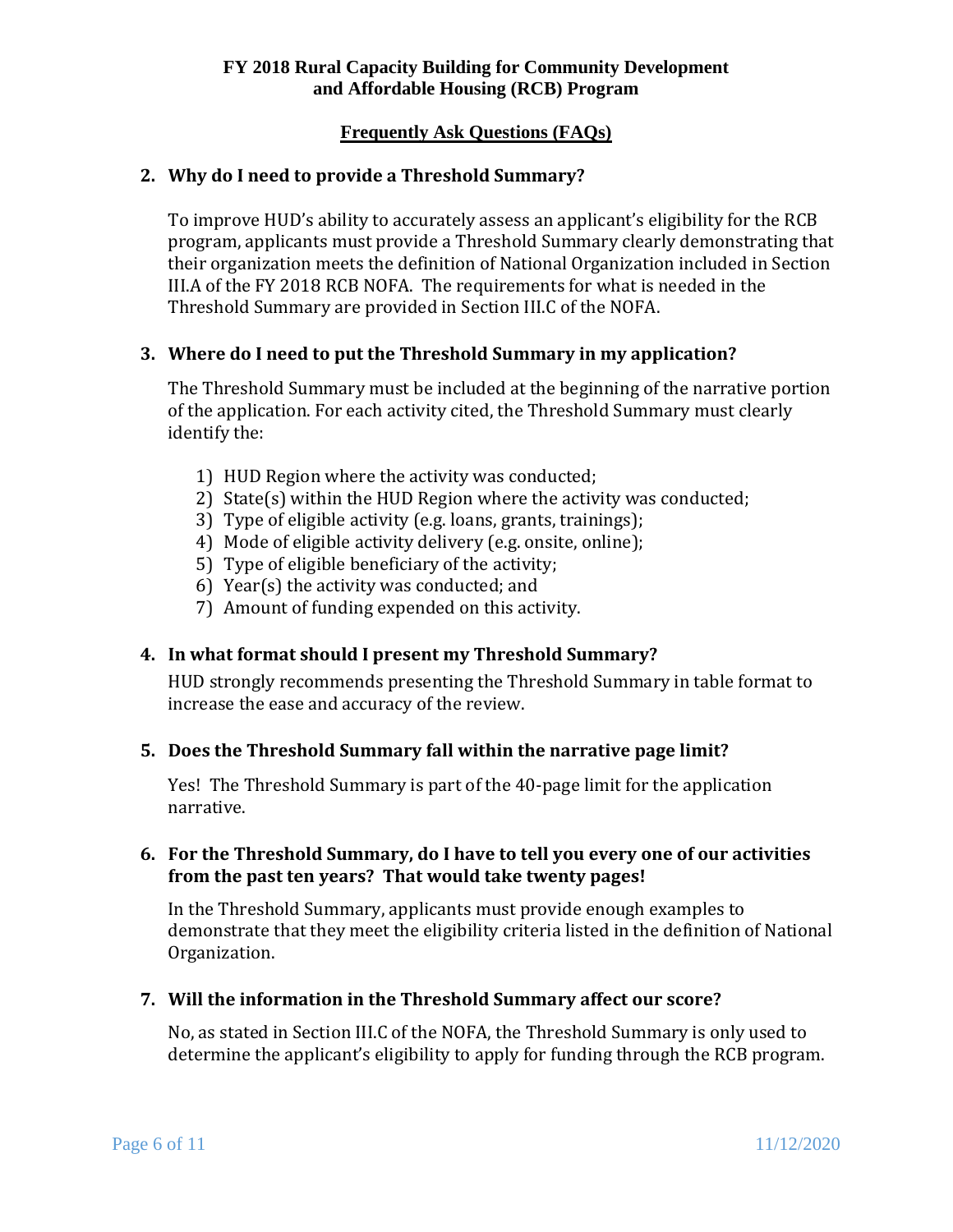**FY 2018 Rural Capacity Building for Community Development and Affordable Housing (RCB) Program**

**Frequently Ask Questions (FAQs)**

**2. Why do I need to provide a Threshold Summary?**

To improve HUD's ability to accurately assess an applicant's eligibility for the RCB program, applicants must provide a Threshold Summary clearly demonstrating that their organization meets the definition of National Organization included in Section III.A of the FY 2018 RCB NOFA. The requirements for what is needed in the Threshold Summary are provided in Section III.C of the NOFA.

**3. Where do I need to put the Threshold Summary in my application?**

The Threshold Summary must be included at the beginning of the narrative portion of the application. For each activity cited, the Threshold Summary must clearly identify the:

1) HUD Region where the activity was conducted;
2) State(s) within the HUD Region where the activity was conducted;
3) Type of eligible activity (e.g. loans, grants, trainings);
4) Mode of eligible activity delivery (e.g. onsite, online);
5) Type of eligible beneficiary of the activity;
6) Year(s) the activity was conducted; and
7) Amount of funding expended on this activity.

**4. In what format should I present my Threshold Summary?**

HUD strongly recommends presenting the Threshold Summary in table format to increase the ease and accuracy of the review.

**5. Does the Threshold Summary fall within the narrative page limit?**

Yes! The Threshold Summary is part of the 40-page limit for the application narrative.

**6. For the Threshold Summary, do I have to tell you every one of our activities from the past ten years? That would take twenty pages!**

In the Threshold Summary, applicants must provide enough examples to demonstrate that they meet the eligibility criteria listed in the definition of National Organization.

**7. Will the information in the Threshold Summary affect our score?**

No, as stated in Section III.C of the NOFA, the Threshold Summary is only used to determine the applicant's eligibility to apply for funding through the RCB program.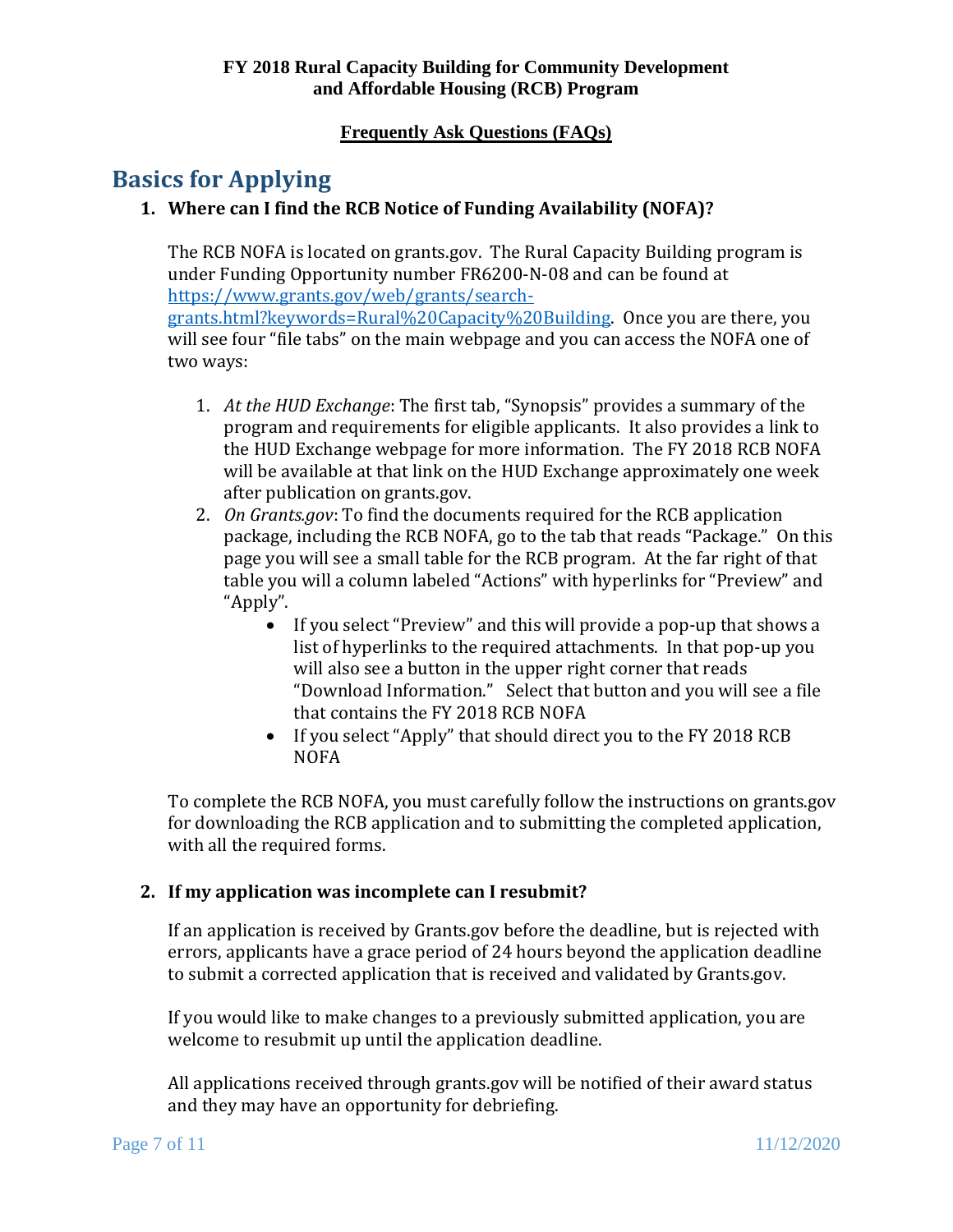**FY 2018 Rural Capacity Building for Community Development and Affordable Housing (RCB) Program**

**Frequently Ask Questions (FAQs)**

# Basics for Applying

### 1. Where can I find the RCB Notice of Funding Availability (NOFA)?

The RCB NOFA is located on grants.gov. The Rural Capacity Building program is under Funding Opportunity number FR6200-N-08 and can be found at [https://www.grants.gov/web/grants/search-grants.html?keywords=Rural%20Capacity%20Building](https://www.grants.gov/web/grants/search-grants.html?keywords=Rural%20Capacity%20Building). Once you are there, you will see four "file tabs" on the main webpage and you can access the NOFA one of two ways:

1. *At the HUD Exchange*: The first tab, "Synopsis" provides a summary of the program and requirements for eligible applicants. It also provides a link to the HUD Exchange webpage for more information. The FY 2018 RCB NOFA will be available at that link on the HUD Exchange approximately one week after publication on grants.gov.
2. *On Grants.gov*: To find the documents required for the RCB application package, including the RCB NOFA, go to the tab that reads "Package." On this page you will see a small table for the RCB program. At the far right of that table you will a column labeled "Actions" with hyperlinks for "Preview" and "Apply".
   - If you select "Preview" and this will provide a pop-up that shows a list of hyperlinks to the required attachments. In that pop-up you will also see a button in the upper right corner that reads "Download Information." Select that button and you will see a file that contains the FY 2018 RCB NOFA
   - If you select "Apply" that should direct you to the FY 2018 RCB NOFA

To complete the RCB NOFA, you must carefully follow the instructions on grants.gov for downloading the RCB application and to submitting the completed application, with all the required forms.

### 2. If my application was incomplete can I resubmit?

If an application is received by Grants.gov before the deadline, but is rejected with errors, applicants have a grace period of 24 hours beyond the application deadline to submit a corrected application that is received and validated by Grants.gov.

If you would like to make changes to a previously submitted application, you are welcome to resubmit up until the application deadline.

All applications received through grants.gov will be notified of their award status and they may have an opportunity for debriefing.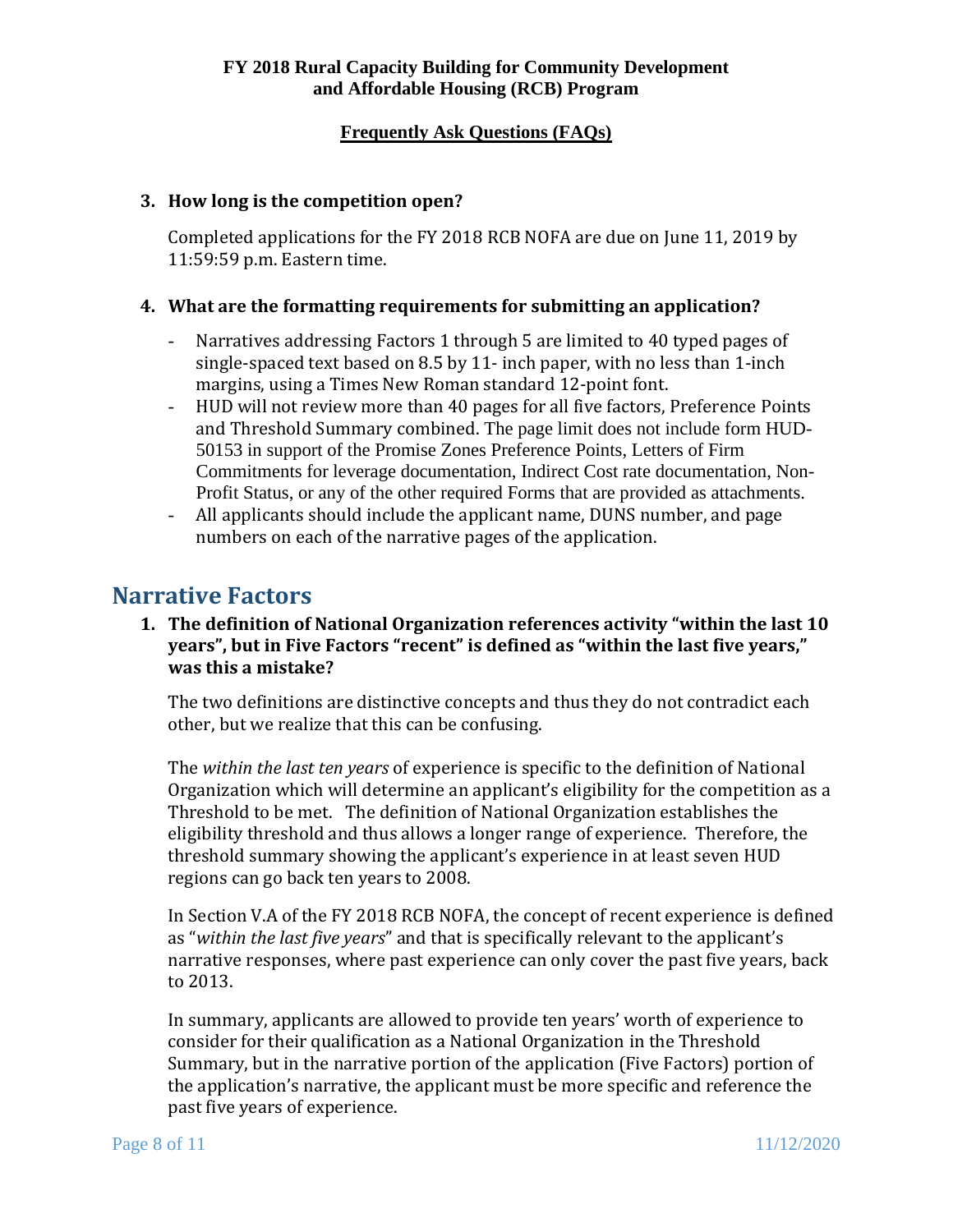**3. How long is the competition open?**

Completed applications for the FY 2018 RCB NOFA are due on June 11, 2019 by 11:59:59 p.m. Eastern time.

**4. What are the formatting requirements for submitting an application?**

- Narratives addressing Factors 1 through 5 are limited to 40 typed pages of single-spaced text based on 8.5 by 11- inch paper, with no less than 1-inch margins, using a Times New Roman standard 12-point font.
- HUD will not review more than 40 pages for all five factors, Preference Points and Threshold Summary combined. The page limit does not include form HUD-50153 in support of the Promise Zones Preference Points, Letters of Firm Commitments for leverage documentation, Indirect Cost rate documentation, Non-Profit Status, or any of the other required Forms that are provided as attachments.
- All applicants should include the applicant name, DUNS number, and page numbers on each of the narrative pages of the application.

## Narrative Factors

**1. The definition of National Organization references activity "within the last 10 years", but in Five Factors "recent" is defined as "within the last five years," was this a mistake?**

The two definitions are distinctive concepts and thus they do not contradict each other, but we realize that this can be confusing.

The *within the last ten years* of experience is specific to the definition of National Organization which will determine an applicant's eligibility for the competition as a Threshold to be met. The definition of National Organization establishes the eligibility threshold and thus allows a longer range of experience. Therefore, the threshold summary showing the applicant's experience in at least seven HUD regions can go back ten years to 2008.

In Section V.A of the FY 2018 RCB NOFA, the concept of recent experience is defined as "*within the last five years*" and that is specifically relevant to the applicant's narrative responses, where past experience can only cover the past five years, back to 2013.

In summary, applicants are allowed to provide ten years' worth of experience to consider for their qualification as a National Organization in the Threshold Summary, but in the narrative portion of the application (Five Factors) portion of the application's narrative, the applicant must be more specific and reference the past five years of experience.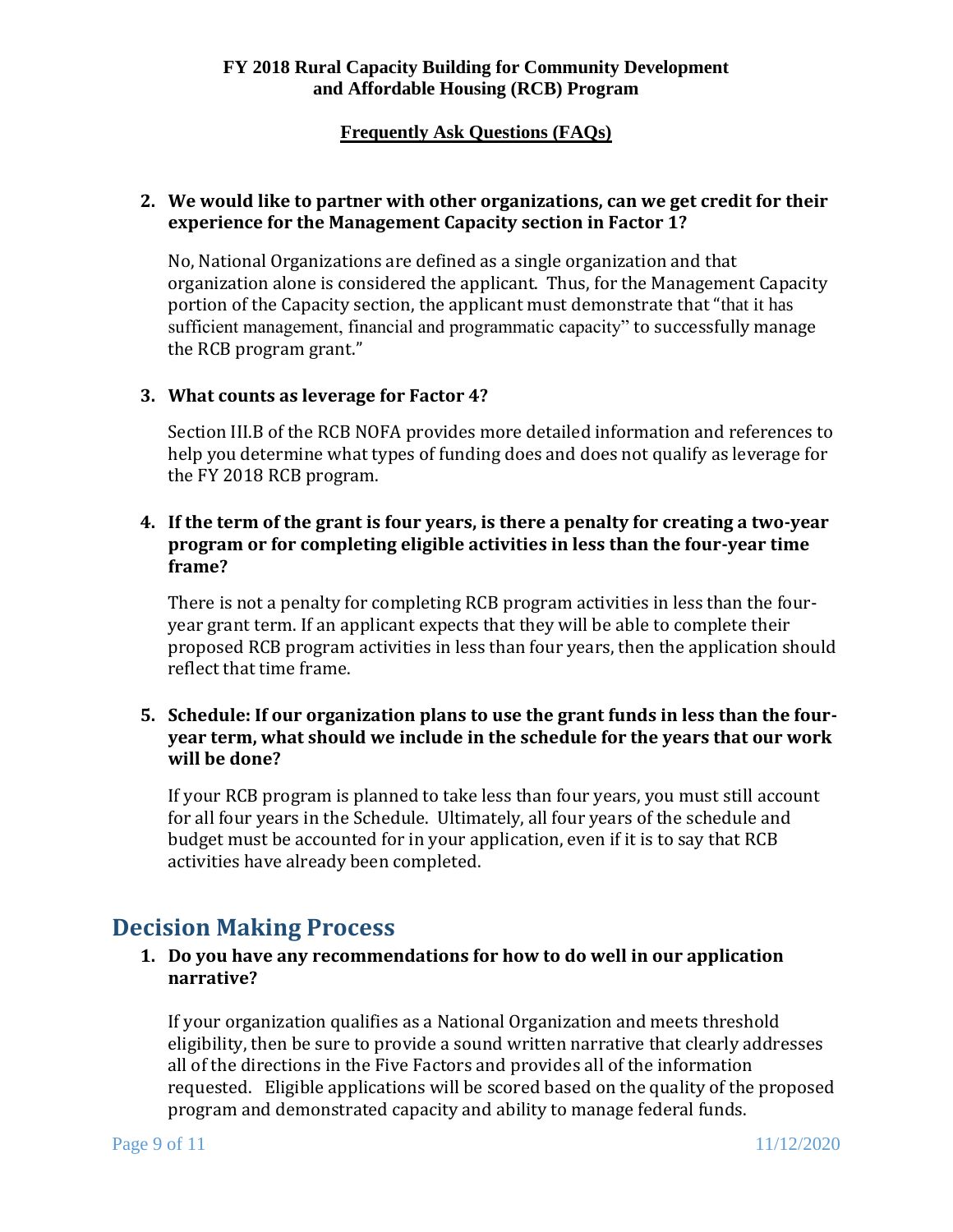2. **We would like to partner with other organizations, can we get credit for their experience for the Management Capacity section in Factor 1?**

   No, National Organizations are defined as a single organization and that organization alone is considered the applicant. Thus, for the Management Capacity portion of the Capacity section, the applicant must demonstrate that "that it has sufficient management, financial and programmatic capacity" to successfully manage the RCB program grant."

3. **What counts as leverage for Factor 4?**

   Section III.B of the RCB NOFA provides more detailed information and references to help you determine what types of funding does and does not qualify as leverage for the FY 2018 RCB program.

4. **If the term of the grant is four years, is there a penalty for creating a two-year program or for completing eligible activities in less than the four-year time frame?**

   There is not a penalty for completing RCB program activities in less than the four-year grant term. If an applicant expects that they will be able to complete their proposed RCB program activities in less than four years, then the application should reflect that time frame.

5. **Schedule: If our organization plans to use the grant funds in less than the four-year term, what should we include in the schedule for the years that our work will be done?**

   If your RCB program is planned to take less than four years, you must still account for all four years in the Schedule. Ultimately, all four years of the schedule and budget must be accounted for in your application, even if it is to say that RCB activities have already been completed.

## Decision Making Process

1. **Do you have any recommendations for how to do well in our application narrative?**

   If your organization qualifies as a National Organization and meets threshold eligibility, then be sure to provide a sound written narrative that clearly addresses all of the directions in the Five Factors and provides all of the information requested. Eligible applications will be scored based on the quality of the proposed program and demonstrated capacity and ability to manage federal funds.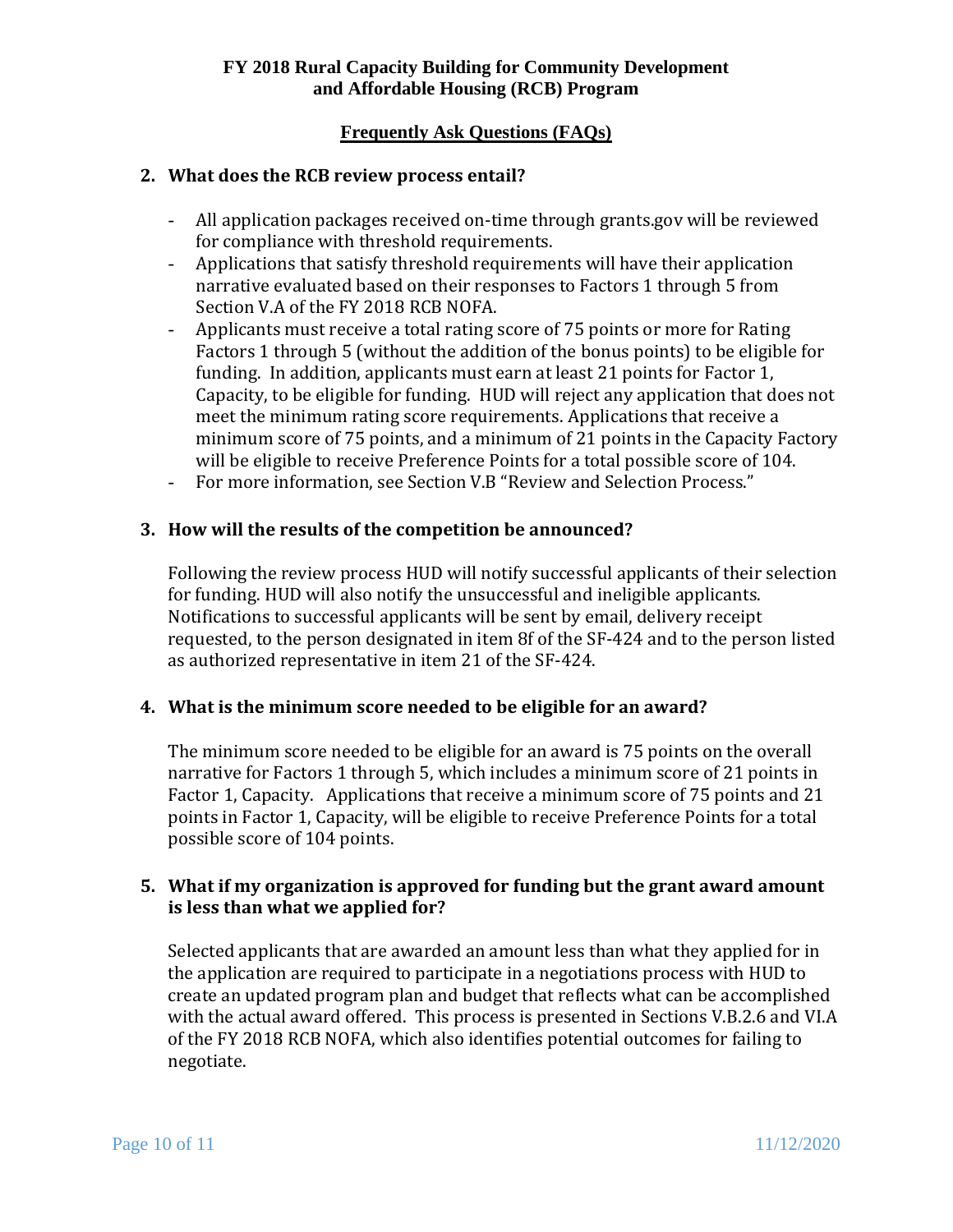**FY 2018 Rural Capacity Building for Community Development and Affordable Housing (RCB) Program**

**Frequently Ask Questions (FAQs)**

2. **What does the RCB review process entail?**

   - All application packages received on-time through grants.gov will be reviewed for compliance with threshold requirements.
   - Applications that satisfy threshold requirements will have their application narrative evaluated based on their responses to Factors 1 through 5 from Section V.A of the FY 2018 RCB NOFA.
   - Applicants must receive a total rating score of 75 points or more for Rating Factors 1 through 5 (without the addition of the bonus points) to be eligible for funding. In addition, applicants must earn at least 21 points for Factor 1, Capacity, to be eligible for funding. HUD will reject any application that does not meet the minimum rating score requirements. Applications that receive a minimum score of 75 points, and a minimum of 21 points in the Capacity Factory will be eligible to receive Preference Points for a total possible score of 104.
   - For more information, see Section V.B "Review and Selection Process."

3. **How will the results of the competition be announced?**

   Following the review process HUD will notify successful applicants of their selection for funding. HUD will also notify the unsuccessful and ineligible applicants. Notifications to successful applicants will be sent by email, delivery receipt requested, to the person designated in item 8f of the SF-424 and to the person listed as authorized representative in item 21 of the SF-424.

4. **What is the minimum score needed to be eligible for an award?**

   The minimum score needed to be eligible for an award is 75 points on the overall narrative for Factors 1 through 5, which includes a minimum score of 21 points in Factor 1, Capacity. Applications that receive a minimum score of 75 points and 21 points in Factor 1, Capacity, will be eligible to receive Preference Points for a total possible score of 104 points.

5. **What if my organization is approved for funding but the grant award amount is less than what we applied for?**

   Selected applicants that are awarded an amount less than what they applied for in the application are required to participate in a negotiations process with HUD to create an updated program plan and budget that reflects what can be accomplished with the actual award offered. This process is presented in Sections V.B.2.6 and VI.A of the FY 2018 RCB NOFA, which also identifies potential outcomes for failing to negotiate.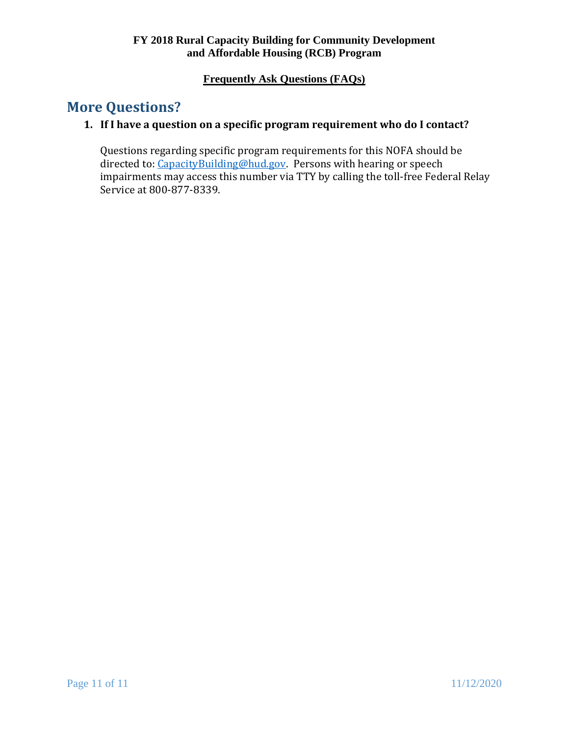## More Questions?

1. **If I have a question on a specific program requirement who do I contact?**

   Questions regarding specific program requirements for this NOFA should be directed to: CapacityBuilding@hud.gov. Persons with hearing or speech impairments may access this number via TTY by calling the toll-free Federal Relay Service at 800-877-8339.